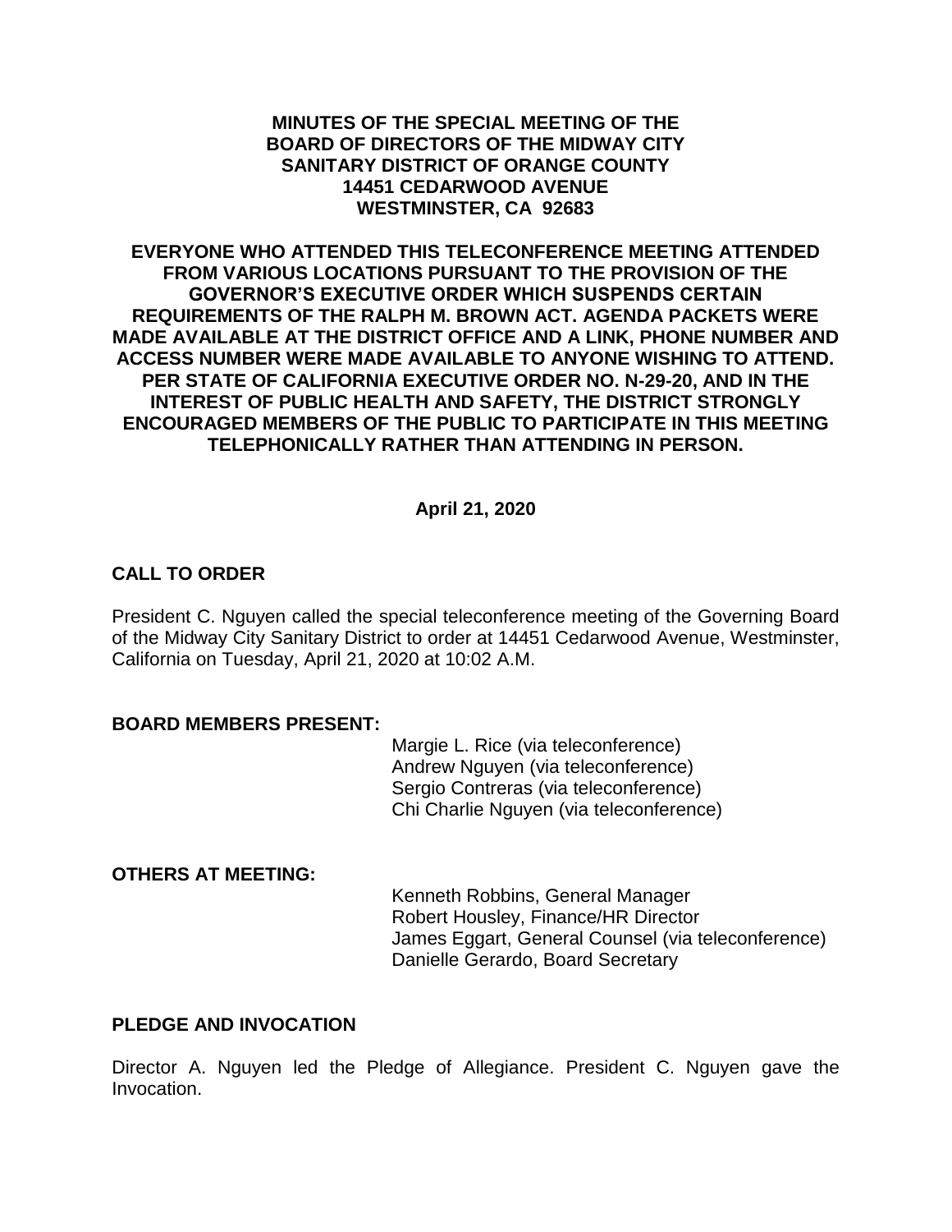**MINUTES OF THE SPECIAL MEETING OF THE BOARD OF DIRECTORS OF THE MIDWAY CITY SANITARY DISTRICT OF ORANGE COUNTY**
**14451 CEDARWOOD AVENUE**
**WESTMINSTER, CA 92683**

**EVERYONE WHO ATTENDED THIS TELECONFERENCE MEETING ATTENDED FROM VARIOUS LOCATIONS PURSUANT TO THE PROVISION OF THE GOVERNOR'S EXECUTIVE ORDER WHICH SUSPENDS CERTAIN REQUIREMENTS OF THE RALPH M. BROWN ACT. AGENDA PACKETS WERE MADE AVAILABLE AT THE DISTRICT OFFICE AND A LINK, PHONE NUMBER AND ACCESS NUMBER WERE MADE AVAILABLE TO ANYONE WISHING TO ATTEND. PER STATE OF CALIFORNIA EXECUTIVE ORDER NO. N-29-20, AND IN THE INTEREST OF PUBLIC HEALTH AND SAFETY, THE DISTRICT STRONGLY ENCOURAGED MEMBERS OF THE PUBLIC TO PARTICIPATE IN THIS MEETING TELEPHONICALLY RATHER THAN ATTENDING IN PERSON.**

**April 21, 2020**

## CALL TO ORDER

President C. Nguyen called the special teleconference meeting of the Governing Board of the Midway City Sanitary District to order at 14451 Cedarwood Avenue, Westminster, California on Tuesday, April 21, 2020 at 10:02 A.M.

## BOARD MEMBERS PRESENT:

Margie L. Rice (via teleconference)
Andrew Nguyen (via teleconference)
Sergio Contreras (via teleconference)
Chi Charlie Nguyen (via teleconference)

## OTHERS AT MEETING:

Kenneth Robbins, General Manager
Robert Housley, Finance/HR Director
James Eggart, General Counsel (via teleconference)
Danielle Gerardo, Board Secretary

## PLEDGE AND INVOCATION

Director A. Nguyen led the Pledge of Allegiance. President C. Nguyen gave the Invocation.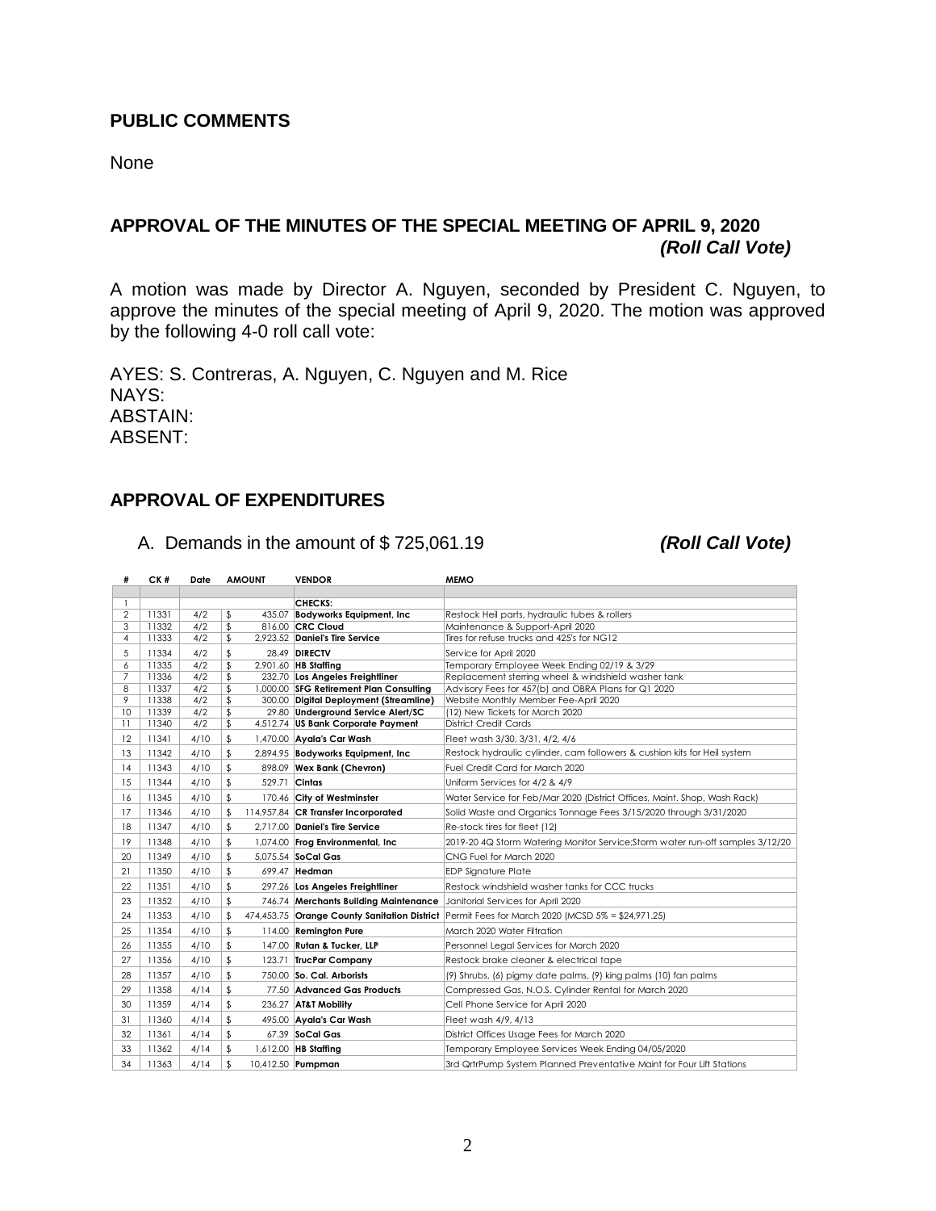## PUBLIC COMMENTS

None

## APPROVAL OF THE MINUTES OF THE SPECIAL MEETING OF APRIL 9, 2020

***(Roll Call Vote)***

A motion was made by Director A. Nguyen, seconded by President C. Nguyen, to approve the minutes of the special meeting of April 9, 2020. The motion was approved by the following 4-0 roll call vote:

AYES: S. Contreras, A. Nguyen, C. Nguyen and M. Rice
NAYS:
ABSTAIN:
ABSENT:

## APPROVAL OF EXPENDITURES

A. Demands in the amount of $ 725,061.19 ***(Roll Call Vote)***

| # | CK # | Date | AMOUNT | VENDOR | MEMO |
|---|---|---|---|---|---|
| 1 | | | | **CHECKS:** | |
| 2 | 11331 | 4/2 | $ 435.07 | **Bodyworks Equipment, Inc** | Restock Heil parts, hydraulic tubes & rollers |
| 3 | 11332 | 4/2 | $ 816.00 | **CRC Cloud** | Maintenance & Support-April 2020 |
| 4 | 11333 | 4/2 | $ 2,923.52 | **Daniel's Tire Service** | Tires for refuse trucks and 425's for NG12 |
| 5 | 11334 | 4/2 | $ 28.49 | **DIRECTV** | Service for April 2020 |
| 6 | 11335 | 4/2 | $ 2,901.60 | **HB Staffing** | Temporary Employee Week Ending 02/19 & 3/29 |
| 7 | 11336 | 4/2 | $ 232.70 | **Los Angeles Freightliner** | Replacement sterring wheel & windshield washer tank |
| 8 | 11337 | 4/2 | $ 1,000.00 | **SFG Retirement Plan Consulting** | Advisory Fees for 457(b) and OBRA Plans for Q1 2020 |
| 9 | 11338 | 4/2 | $ 300.00 | **Digital Deployment (Streamline)** | Website Monthly Member Fee-April 2020 |
| 10 | 11339 | 4/2 | $ 29.80 | **Underground Service Alert/SC** | (12) New Tickets for March 2020 |
| 11 | 11340 | 4/2 | $ 4,512.74 | **US Bank Corporate Payment** | District Credit Cards |
| 12 | 11341 | 4/10 | $ 1,470.00 | **Ayala's Car Wash** | Fleet wash 3/30, 3/31, 4/2, 4/6 |
| 13 | 11342 | 4/10 | $ 2,894.95 | **Bodyworks Equipment, Inc** | Restock hydraulic cylinder, cam followers & cushion kits for Heil system |
| 14 | 11343 | 4/10 | $ 898.09 | **Wex Bank (Chevron)** | Fuel Credit Card for March 2020 |
| 15 | 11344 | 4/10 | $ 529.71 | **Cintas** | Uniform Services for 4/2 & 4/9 |
| 16 | 11345 | 4/10 | $ 170.46 | **City of Westminster** | Water Service for Feb/Mar 2020 (District Offices, Maint. Shop, Wash Rack) |
| 17 | 11346 | 4/10 | $ 114,957.84 | **CR Transfer Incorporated** | Solid Waste and Organics Tonnage Fees 3/15/2020 through 3/31/2020 |
| 18 | 11347 | 4/10 | $ 2,717.00 | **Daniel's Tire Service** | Re-stock tires for fleet (12) |
| 19 | 11348 | 4/10 | $ 1,074.00 | **Frog Environmental, Inc** | 2019-20 4Q Storm Watering Monitor Service;Storm water run-off samples 3/12/20 |
| 20 | 11349 | 4/10 | $ 5,075.54 | **SoCal Gas** | CNG Fuel for March 2020 |
| 21 | 11350 | 4/10 | $ 699.47 | **Hedman** | EDP Signature Plate |
| 22 | 11351 | 4/10 | $ 297.26 | **Los Angeles Freightliner** | Restock windshield washer tanks for CCC trucks |
| 23 | 11352 | 4/10 | $ 746.74 | **Merchants Building Maintenance** | Janitorial Services for April 2020 |
| 24 | 11353 | 4/10 | $ 474,453.75 | **Orange County Sanitation District** | Permit Fees for March 2020 (MCSD 5% = $24,971.25) |
| 25 | 11354 | 4/10 | $ 114.00 | **Remington Pure** | March 2020 Water Filtration |
| 26 | 11355 | 4/10 | $ 147.00 | **Rutan & Tucker, LLP** | Personnel Legal Services for March 2020 |
| 27 | 11356 | 4/10 | $ 123.71 | **TrucPar Company** | Restock brake cleaner & electrical tape |
| 28 | 11357 | 4/10 | $ 750.00 | **So. Cal. Arborists** | (9) Shrubs, (6) pigmy date palms, (9) king palms (10) fan palms |
| 29 | 11358 | 4/14 | $ 77.50 | **Advanced Gas Products** | Compressed Gas, N.O.S. Cylinder Rental for March 2020 |
| 30 | 11359 | 4/14 | $ 236.27 | **AT&T Mobility** | Cell Phone Service for April 2020 |
| 31 | 11360 | 4/14 | $ 495.00 | **Ayala's Car Wash** | Fleet wash 4/9, 4/13 |
| 32 | 11361 | 4/14 | $ 67.39 | **SoCal Gas** | District Offices Usage Fees for March 2020 |
| 33 | 11362 | 4/14 | $ 1,612.00 | **HB Staffing** | Temporary Employee Services Week Ending 04/05/2020 |
| 34 | 11363 | 4/14 | $ 10,412.50 | **Pumpman** | 3rd QrtrPump System Planned Preventative Maint for Four Lift Stations |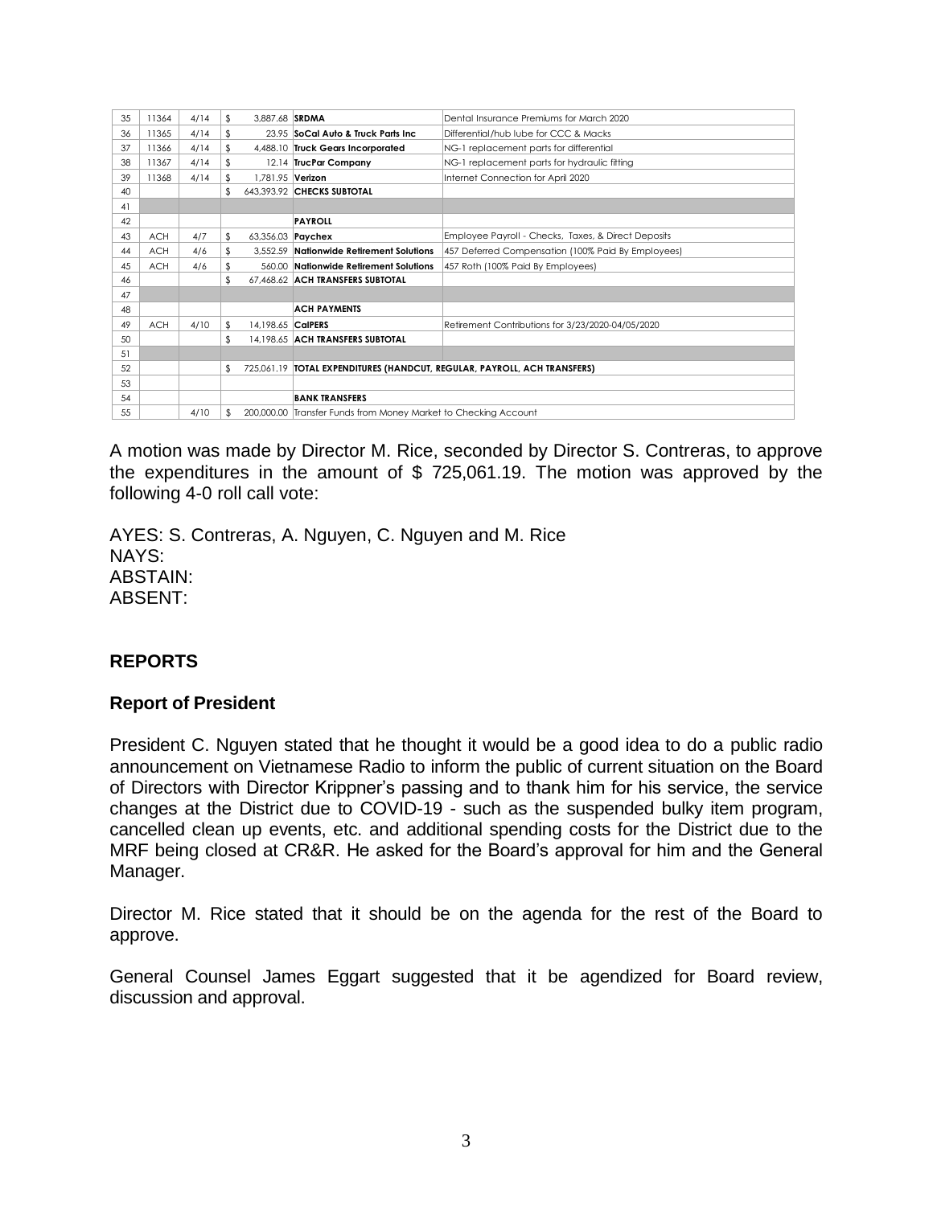| 35 | 11364 | 4/14 | $ 3,887.68 | **SRDMA** | Dental Insurance Premiums for March 2020 |
|---|---|---|---|---|---|
| 36 | 11365 | 4/14 | $ 23.95 | **SoCal Auto & Truck Parts Inc** | Differential/hub lube for CCC & Macks |
| 37 | 11366 | 4/14 | $ 4,488.10 | **Truck Gears Incorporated** | NG-1 replacement parts for differential |
| 38 | 11367 | 4/14 | $ 12.14 | **TrucPar Company** | NG-1 replacement parts for hydraulic fitting |
| 39 | 11368 | 4/14 | $ 1,781.95 | **Verizon** | Internet Connection for April 2020 |
| 40 | | | $ 643,393.92 | **CHECKS SUBTOTAL** | |
| 41 | | | | | |
| 42 | | | | **PAYROLL** | |
| 43 | ACH | 4/7 | $ 63,356.03 | **Paychex** | Employee Payroll - Checks, Taxes, & Direct Deposits |
| 44 | ACH | 4/6 | $ 3,552.59 | **Nationwide Retirement Solutions** | 457 Deferred Compensation (100% Paid By Employees) |
| 45 | ACH | 4/6 | $ 560.00 | **Nationwide Retirement Solutions** | 457 Roth (100% Paid By Employees) |
| 46 | | | $ 67,468.62 | **ACH TRANSFERS SUBTOTAL** | |
| 47 | | | | | |
| 48 | | | | **ACH PAYMENTS** | |
| 49 | ACH | 4/10 | $ 14,198.65 | **CalPERS** | Retirement Contributions for 3/23/2020-04/05/2020 |
| 50 | | | $ 14,198.65 | **ACH TRANSFERS SUBTOTAL** | |
| 51 | | | | | |
| 52 | | | $ 725,061.19 | **TOTAL EXPENDITURES (HANDCUT, REGULAR, PAYROLL, ACH TRANSFERS)** | |
| 53 | | | | | |
| 54 | | | | **BANK TRANSFERS** | |
| 55 | | 4/10 | $ 200,000.00 | Transfer Funds from Money Market to Checking Account | |

A motion was made by Director M. Rice, seconded by Director S. Contreras, to approve the expenditures in the amount of $ 725,061.19. The motion was approved by the following 4-0 roll call vote:

AYES: S. Contreras, A. Nguyen, C. Nguyen and M. Rice
NAYS:
ABSTAIN:
ABSENT:

## REPORTS

### Report of President

President C. Nguyen stated that he thought it would be a good idea to do a public radio announcement on Vietnamese Radio to inform the public of current situation on the Board of Directors with Director Krippner's passing and to thank him for his service, the service changes at the District due to COVID-19 - such as the suspended bulky item program, cancelled clean up events, etc. and additional spending costs for the District due to the MRF being closed at CR&R. He asked for the Board's approval for him and the General Manager.

Director M. Rice stated that it should be on the agenda for the rest of the Board to approve.

General Counsel James Eggart suggested that it be agendized for Board review, discussion and approval.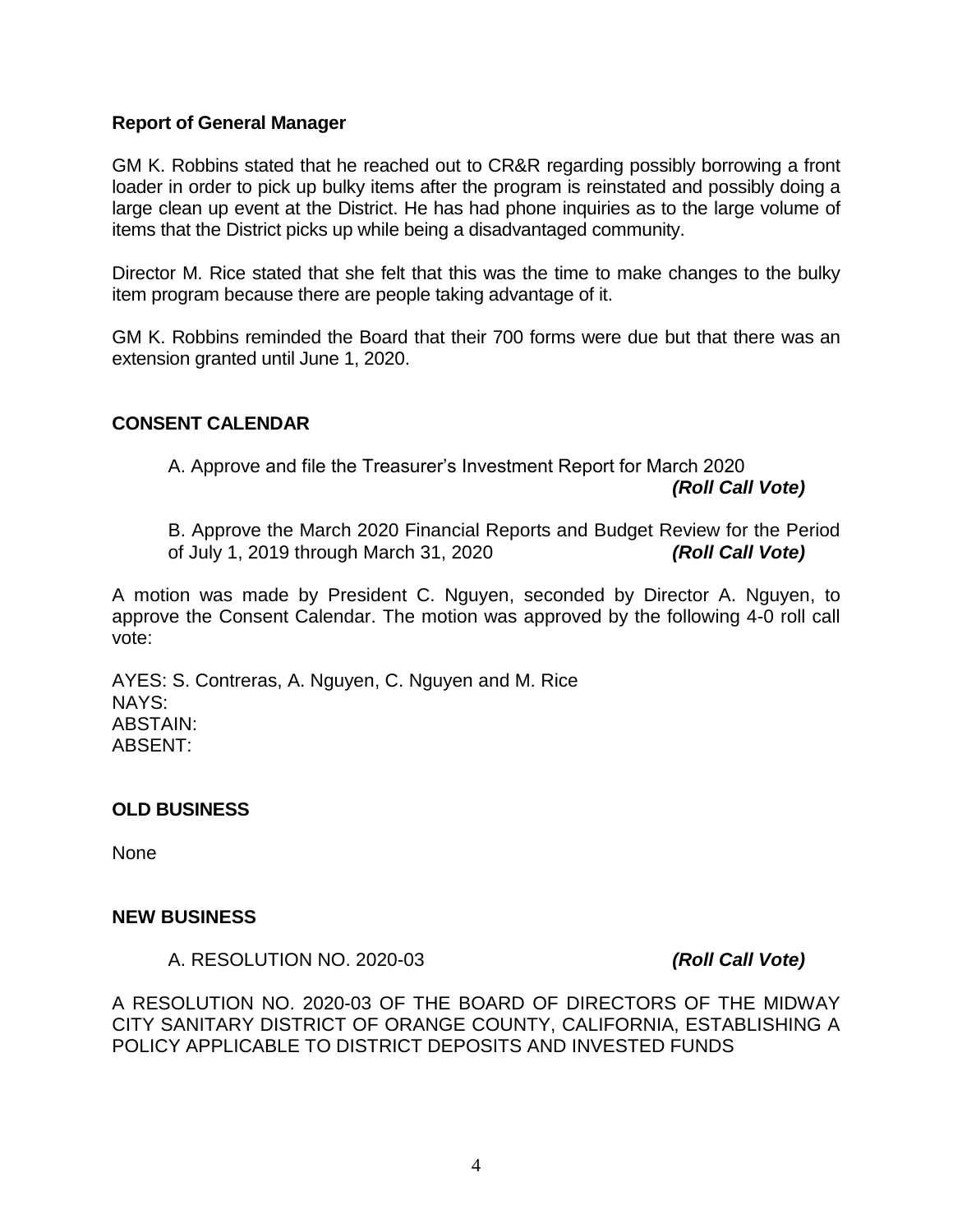### Report of General Manager

GM K. Robbins stated that he reached out to CR&R regarding possibly borrowing a front loader in order to pick up bulky items after the program is reinstated and possibly doing a large clean up event at the District. He has had phone inquiries as to the large volume of items that the District picks up while being a disadvantaged community.

Director M. Rice stated that she felt that this was the time to make changes to the bulky item program because there are people taking advantage of it.

GM K. Robbins reminded the Board that their 700 forms were due but that there was an extension granted until June 1, 2020.

### CONSENT CALENDAR

A. Approve and file the Treasurer's Investment Report for March 2020 ***(Roll Call Vote)***

B. Approve the March 2020 Financial Reports and Budget Review for the Period of July 1, 2019 through March 31, 2020 ***(Roll Call Vote)***

A motion was made by President C. Nguyen, seconded by Director A. Nguyen, to approve the Consent Calendar. The motion was approved by the following 4-0 roll call vote:

AYES: S. Contreras, A. Nguyen, C. Nguyen and M. Rice
NAYS:
ABSTAIN:
ABSENT:

### OLD BUSINESS

None

### NEW BUSINESS

A. RESOLUTION NO. 2020-03 ***(Roll Call Vote)***

A RESOLUTION NO. 2020-03 OF THE BOARD OF DIRECTORS OF THE MIDWAY CITY SANITARY DISTRICT OF ORANGE COUNTY, CALIFORNIA, ESTABLISHING A POLICY APPLICABLE TO DISTRICT DEPOSITS AND INVESTED FUNDS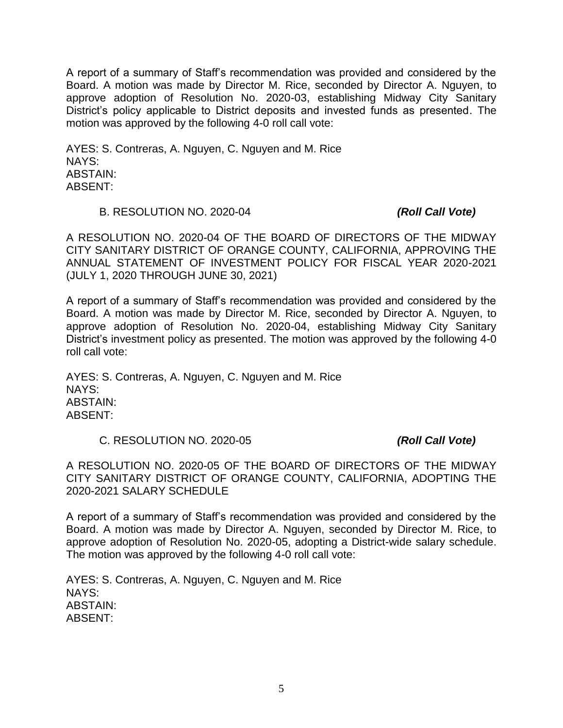A report of a summary of Staff's recommendation was provided and considered by the Board. A motion was made by Director M. Rice, seconded by Director A. Nguyen, to approve adoption of Resolution No. 2020-03, establishing Midway City Sanitary District's policy applicable to District deposits and invested funds as presented. The motion was approved by the following 4-0 roll call vote:

AYES: S. Contreras, A. Nguyen, C. Nguyen and M. Rice
NAYS:
ABSTAIN:
ABSENT:

B. RESOLUTION NO. 2020-04 ***(Roll Call Vote)***

A RESOLUTION NO. 2020-04 OF THE BOARD OF DIRECTORS OF THE MIDWAY CITY SANITARY DISTRICT OF ORANGE COUNTY, CALIFORNIA, APPROVING THE ANNUAL STATEMENT OF INVESTMENT POLICY FOR FISCAL YEAR 2020-2021 (JULY 1, 2020 THROUGH JUNE 30, 2021)

A report of a summary of Staff's recommendation was provided and considered by the Board. A motion was made by Director M. Rice, seconded by Director A. Nguyen, to approve adoption of Resolution No. 2020-04, establishing Midway City Sanitary District's investment policy as presented. The motion was approved by the following 4-0 roll call vote:

AYES: S. Contreras, A. Nguyen, C. Nguyen and M. Rice
NAYS:
ABSTAIN:
ABSENT:

C. RESOLUTION NO. 2020-05 ***(Roll Call Vote)***

A RESOLUTION NO. 2020-05 OF THE BOARD OF DIRECTORS OF THE MIDWAY CITY SANITARY DISTRICT OF ORANGE COUNTY, CALIFORNIA, ADOPTING THE 2020-2021 SALARY SCHEDULE

A report of a summary of Staff's recommendation was provided and considered by the Board. A motion was made by Director A. Nguyen, seconded by Director M. Rice, to approve adoption of Resolution No. 2020-05, adopting a District-wide salary schedule. The motion was approved by the following 4-0 roll call vote:

AYES: S. Contreras, A. Nguyen, C. Nguyen and M. Rice
NAYS:
ABSTAIN:
ABSENT: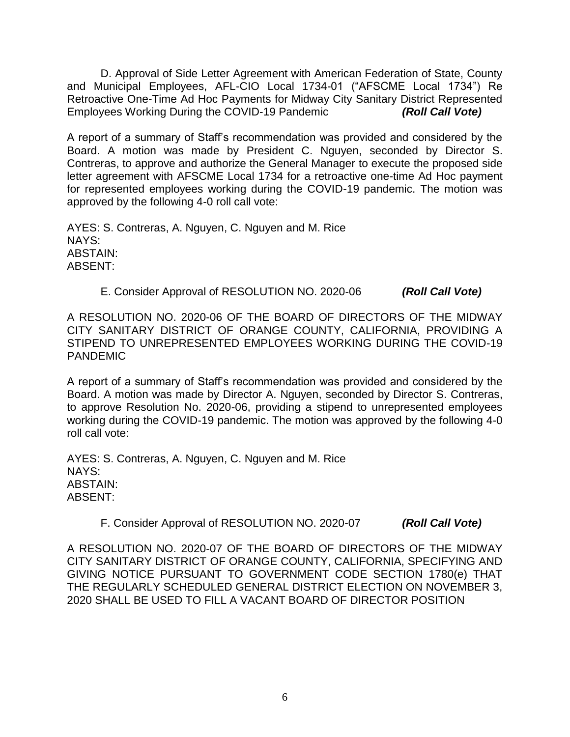D. Approval of Side Letter Agreement with American Federation of State, County and Municipal Employees, AFL-CIO Local 1734-01 ("AFSCME Local 1734") Re Retroactive One-Time Ad Hoc Payments for Midway City Sanitary District Represented Employees Working During the COVID-19 Pandemic ***(Roll Call Vote)***

A report of a summary of Staff's recommendation was provided and considered by the Board. A motion was made by President C. Nguyen, seconded by Director S. Contreras, to approve and authorize the General Manager to execute the proposed side letter agreement with AFSCME Local 1734 for a retroactive one-time Ad Hoc payment for represented employees working during the COVID-19 pandemic. The motion was approved by the following 4-0 roll call vote:

AYES: S. Contreras, A. Nguyen, C. Nguyen and M. Rice
NAYS:
ABSTAIN:
ABSENT:

E. Consider Approval of RESOLUTION NO. 2020-06 ***(Roll Call Vote)***

A RESOLUTION NO. 2020-06 OF THE BOARD OF DIRECTORS OF THE MIDWAY CITY SANITARY DISTRICT OF ORANGE COUNTY, CALIFORNIA, PROVIDING A STIPEND TO UNREPRESENTED EMPLOYEES WORKING DURING THE COVID-19 PANDEMIC

A report of a summary of Staff's recommendation was provided and considered by the Board. A motion was made by Director A. Nguyen, seconded by Director S. Contreras, to approve Resolution No. 2020-06, providing a stipend to unrepresented employees working during the COVID-19 pandemic. The motion was approved by the following 4-0 roll call vote:

AYES: S. Contreras, A. Nguyen, C. Nguyen and M. Rice
NAYS:
ABSTAIN:
ABSENT:

F. Consider Approval of RESOLUTION NO. 2020-07 ***(Roll Call Vote)***

A RESOLUTION NO. 2020-07 OF THE BOARD OF DIRECTORS OF THE MIDWAY CITY SANITARY DISTRICT OF ORANGE COUNTY, CALIFORNIA, SPECIFYING AND GIVING NOTICE PURSUANT TO GOVERNMENT CODE SECTION 1780(e) THAT THE REGULARLY SCHEDULED GENERAL DISTRICT ELECTION ON NOVEMBER 3, 2020 SHALL BE USED TO FILL A VACANT BOARD OF DIRECTOR POSITION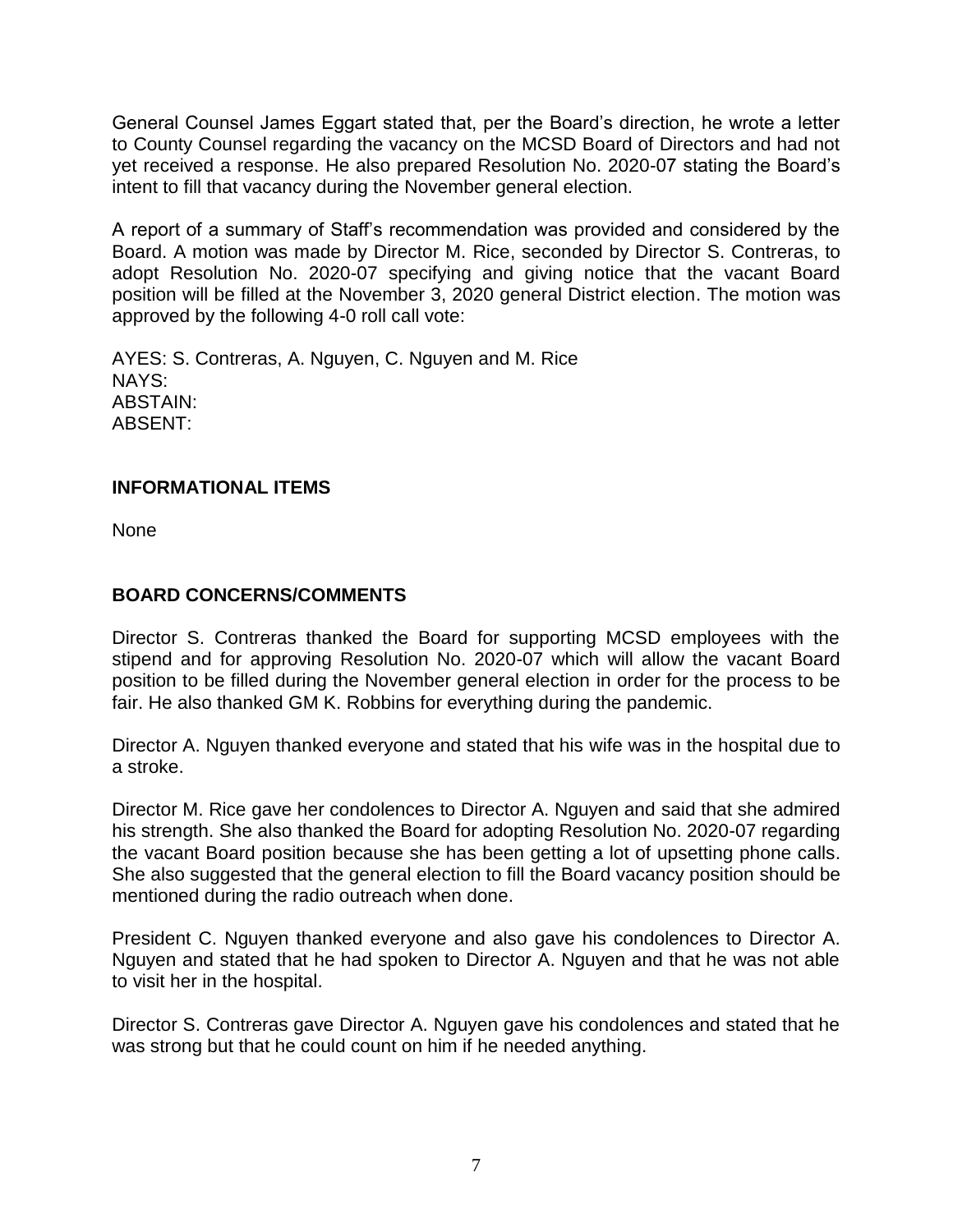General Counsel James Eggart stated that, per the Board's direction, he wrote a letter to County Counsel regarding the vacancy on the MCSD Board of Directors and had not yet received a response. He also prepared Resolution No. 2020-07 stating the Board's intent to fill that vacancy during the November general election.

A report of a summary of Staff's recommendation was provided and considered by the Board. A motion was made by Director M. Rice, seconded by Director S. Contreras, to adopt Resolution No. 2020-07 specifying and giving notice that the vacant Board position will be filled at the November 3, 2020 general District election. The motion was approved by the following 4-0 roll call vote:

AYES: S. Contreras, A. Nguyen, C. Nguyen and M. Rice
NAYS:
ABSTAIN:
ABSENT:

## INFORMATIONAL ITEMS

None

## BOARD CONCERNS/COMMENTS

Director S. Contreras thanked the Board for supporting MCSD employees with the stipend and for approving Resolution No. 2020-07 which will allow the vacant Board position to be filled during the November general election in order for the process to be fair. He also thanked GM K. Robbins for everything during the pandemic.

Director A. Nguyen thanked everyone and stated that his wife was in the hospital due to a stroke.

Director M. Rice gave her condolences to Director A. Nguyen and said that she admired his strength. She also thanked the Board for adopting Resolution No. 2020-07 regarding the vacant Board position because she has been getting a lot of upsetting phone calls. She also suggested that the general election to fill the Board vacancy position should be mentioned during the radio outreach when done.

President C. Nguyen thanked everyone and also gave his condolences to Director A. Nguyen and stated that he had spoken to Director A. Nguyen and that he was not able to visit her in the hospital.

Director S. Contreras gave Director A. Nguyen gave his condolences and stated that he was strong but that he could count on him if he needed anything.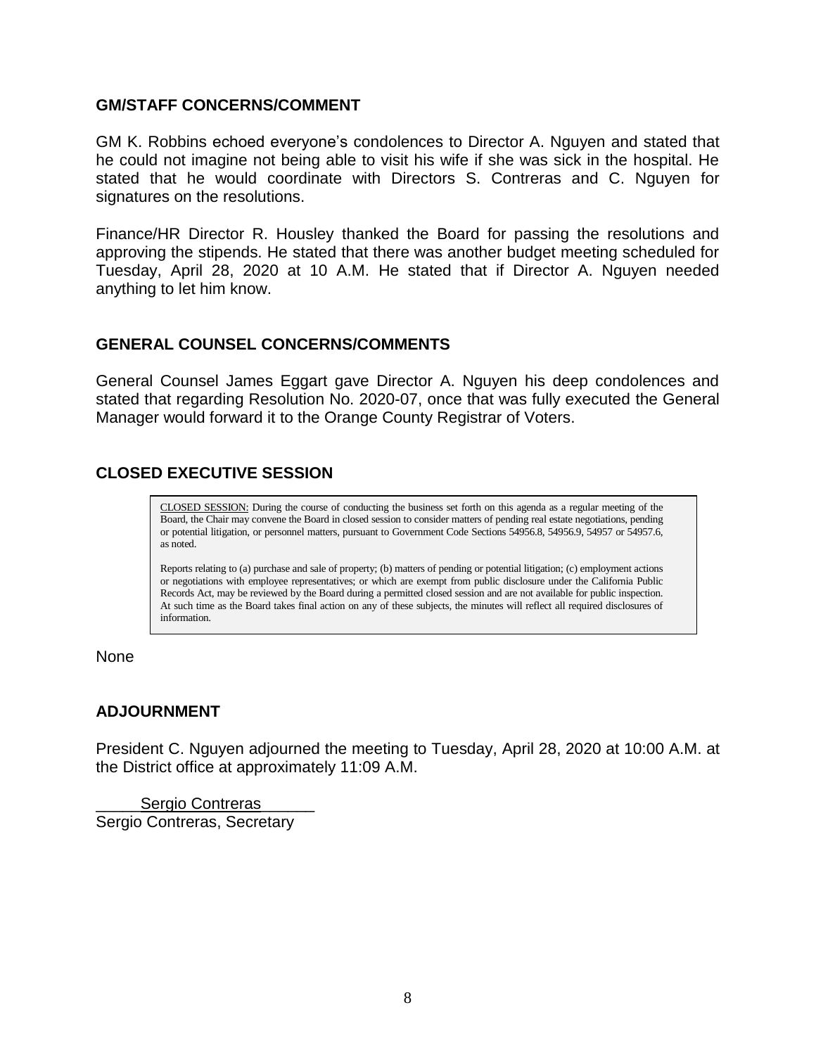## GM/STAFF CONCERNS/COMMENT

GM K. Robbins echoed everyone's condolences to Director A. Nguyen and stated that he could not imagine not being able to visit his wife if she was sick in the hospital. He stated that he would coordinate with Directors S. Contreras and C. Nguyen for signatures on the resolutions.

Finance/HR Director R. Housley thanked the Board for passing the resolutions and approving the stipends. He stated that there was another budget meeting scheduled for Tuesday, April 28, 2020 at 10 A.M. He stated that if Director A. Nguyen needed anything to let him know.

## GENERAL COUNSEL CONCERNS/COMMENTS

General Counsel James Eggart gave Director A. Nguyen his deep condolences and stated that regarding Resolution No. 2020-07, once that was fully executed the General Manager would forward it to the Orange County Registrar of Voters.

## CLOSED EXECUTIVE SESSION

> CLOSED SESSION: During the course of conducting the business set forth on this agenda as a regular meeting of the Board, the Chair may convene the Board in closed session to consider matters of pending real estate negotiations, pending or potential litigation, or personnel matters, pursuant to Government Code Sections 54956.8, 54956.9, 54957 or 54957.6, as noted.
>
> Reports relating to (a) purchase and sale of property; (b) matters of pending or potential litigation; (c) employment actions or negotiations with employee representatives; or which are exempt from public disclosure under the California Public Records Act, may be reviewed by the Board during a permitted closed session and are not available for public inspection. At such time as the Board takes final action on any of these subjects, the minutes will reflect all required disclosures of information.

None

## ADJOURNMENT

President C. Nguyen adjourned the meeting to Tuesday, April 28, 2020 at 10:00 A.M. at the District office at approximately 11:09 A.M.

_____Sergio Contreras______
Sergio Contreras, Secretary